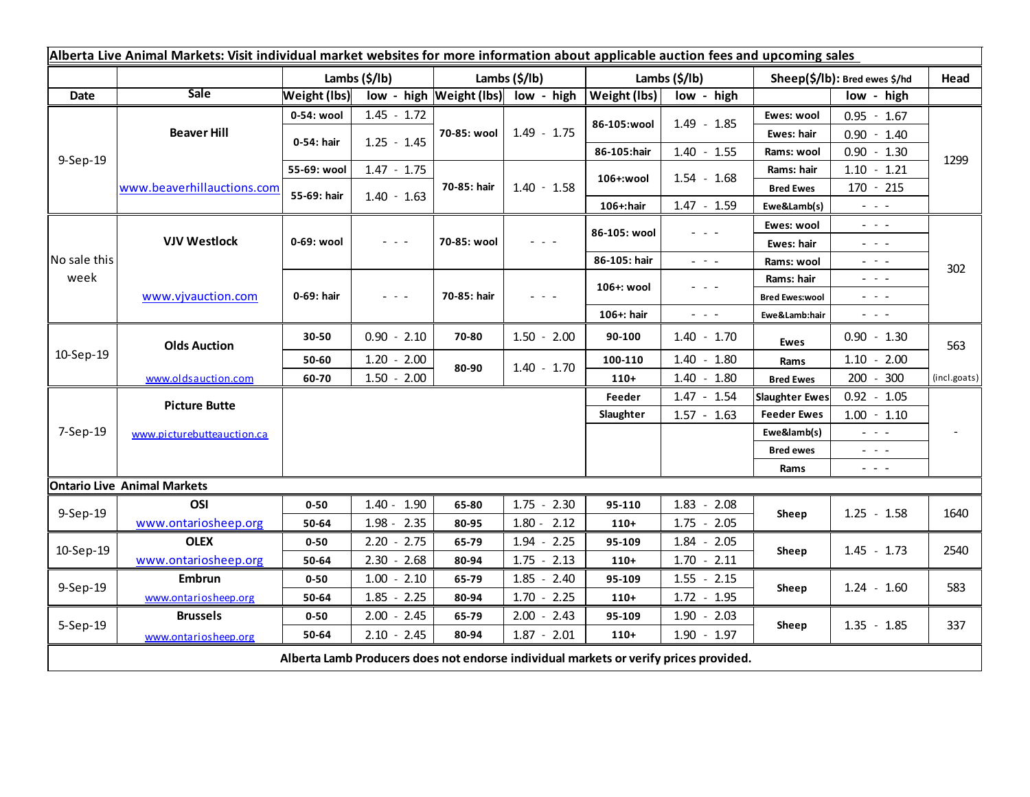**Alberta Live Animal Markets: Visit individual market websites for more information about applicable auction fees and upcoming sales**

| Date | Sale | Lambs ($/lb) Weight (lbs) | low - high | Lambs ($/lb) Weight (lbs) | low - high | Lambs ($/lb) Weight (lbs) | low - high | Sheep($/lb): Bred ewes $/hd | low - high | Head |
|---|---|---|---|---|---|---|---|---|---|---|
| 9-Sep-19 | Beaver Hill | 0-54: wool | 1.45 - 1.72 | 70-85: wool | 1.49 - 1.75 | 86-105:wool | 1.49 - 1.85 | Ewes: wool | 0.95 - 1.67 | 1299 |
| | www.beaverhillauctions.com | 0-54: hair | 1.25 - 1.45 | | | | | Ewes: hair | 0.90 - 1.40 | |
| | | | | | | 86-105:hair | 1.40 - 1.55 | Rams: wool | 0.90 - 1.30 | |
| | | 55-69: wool | 1.47 - 1.75 | 70-85: hair | 1.40 - 1.58 | 106+:wool | 1.54 - 1.68 | Rams: hair | 1.10 - 1.21 | |
| | | 55-69: hair | 1.40 - 1.63 | | | | | Bred Ewes | 170 - 215 | |
| | | | | | | 106+:hair | 1.47 - 1.59 | Ewe&Lamb(s) | - - - | |
| No sale this week | VJV Westlock | 0-69: wool | - - - | 70-85: wool | - - - | 86-105: wool | - - - | Ewes: wool | - - - | 302 |
| | www.vjvauction.com | | | | | | | Ewes: hair | - - - | |
| | | | | | | 86-105: hair | - - - | Rams: wool | - - - | |
| | | 0-69: hair | - - - | 70-85: hair | - - - | 106+: wool | - - - | Rams: hair | - - - | |
| | | | | | | | | Bred Ewes:wool | - - - | |
| | | | | | | 106+: hair | - - - | Ewe&Lamb:hair | - - - | |
| 10-Sep-19 | Olds Auction | 30-50 | 0.90 - 2.10 | 70-80 | 1.50 - 2.00 | 90-100 | 1.40 - 1.70 | Ewes | 0.90 - 1.30 | 563 |
| | www.oldsauction.com | 50-60 | 1.20 - 2.00 | 80-90 | 1.40 - 1.70 | 100-110 | 1.40 - 1.80 | Rams | 1.10 - 2.00 | (incl.goats) |
| | | 60-70 | 1.50 - 2.00 | | | 110+ | 1.40 - 1.80 | Bred Ewes | 200 - 300 | |
| 7-Sep-19 | Picture Butte | | | | | Feeder | 1.47 - 1.54 | Slaughter Ewes | 0.92 - 1.05 | - |
| | www.picturebutteauction.ca | | | | | Slaughter | 1.57 - 1.63 | Feeder Ewes | 1.00 - 1.10 | |
| | | | | | | | | Ewe&lamb(s) | - - - | |
| | | | | | | | | Bred ewes | - - - | |
| | | | | | | | | Rams | - - - | |
| **Ontario Live Animal Markets** | | | | | | | | | | |
| 9-Sep-19 | OSI | 0-50 | 1.40 - 1.90 | 65-80 | 1.75 - 2.30 | 95-110 | 1.83 - 2.08 | Sheep | 1.25 - 1.58 | 1640 |
| | www.ontariosheep.org | 50-64 | 1.98 - 2.35 | 80-95 | 1.80 - 2.12 | 110+ | 1.75 - 2.05 | | | |
| 10-Sep-19 | OLEX | 0-50 | 2.20 - 2.75 | 65-79 | 1.94 - 2.25 | 95-109 | 1.84 - 2.05 | Sheep | 1.45 - 1.73 | 2540 |
| | www.ontariosheep.org | 50-64 | 2.30 - 2.68 | 80-94 | 1.75 - 2.13 | 110+ | 1.70 - 2.11 | | | |
| 9-Sep-19 | Embrun | 0-50 | 1.00 - 2.10 | 65-79 | 1.85 - 2.40 | 95-109 | 1.55 - 2.15 | Sheep | 1.24 - 1.60 | 583 |
| | www.ontariosheep.org | 50-64 | 1.85 - 2.25 | 80-94 | 1.70 - 2.25 | 110+ | 1.72 - 1.95 | | | |
| 5-Sep-19 | Brussels | 0-50 | 2.00 - 2.45 | 65-79 | 2.00 - 2.43 | 95-109 | 1.90 - 2.03 | Sheep | 1.35 - 1.85 | 337 |
| | www.ontariosheep.org | 50-64 | 2.10 - 2.45 | 80-94 | 1.87 - 2.01 | 110+ | 1.90 - 1.97 | | | |

**Alberta Lamb Producers does not endorse individual markets or verify prices provided.**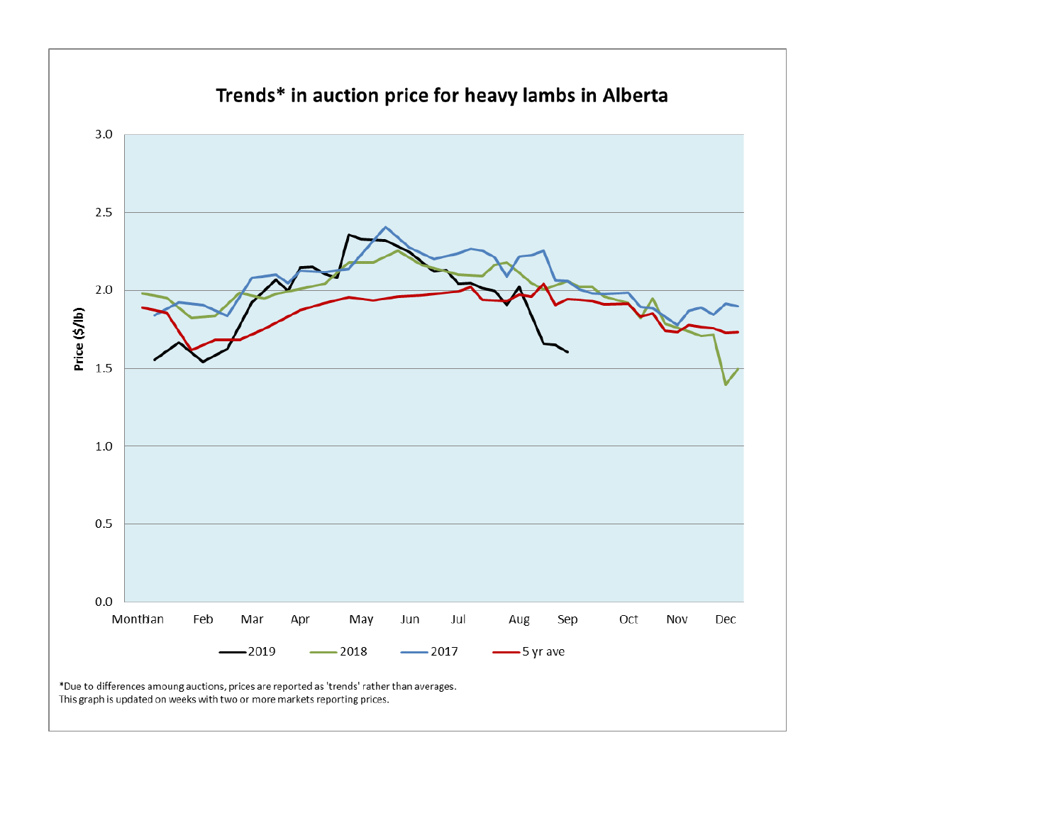# Trends* in auction price for heavy lambs in Alberta

3.0
2.5
2.0
1.5
1.0
0.5
0.0

Price ($/lb)

Month Jan Feb Mar Apr May Jun Jul Aug Sep Oct Nov Dec

2019 2018 2017 5 yr ave

*Due to differences amoung auctions, prices are reported as 'trends' rather than averages.
This graph is updated on weeks with two or more markets reporting prices.